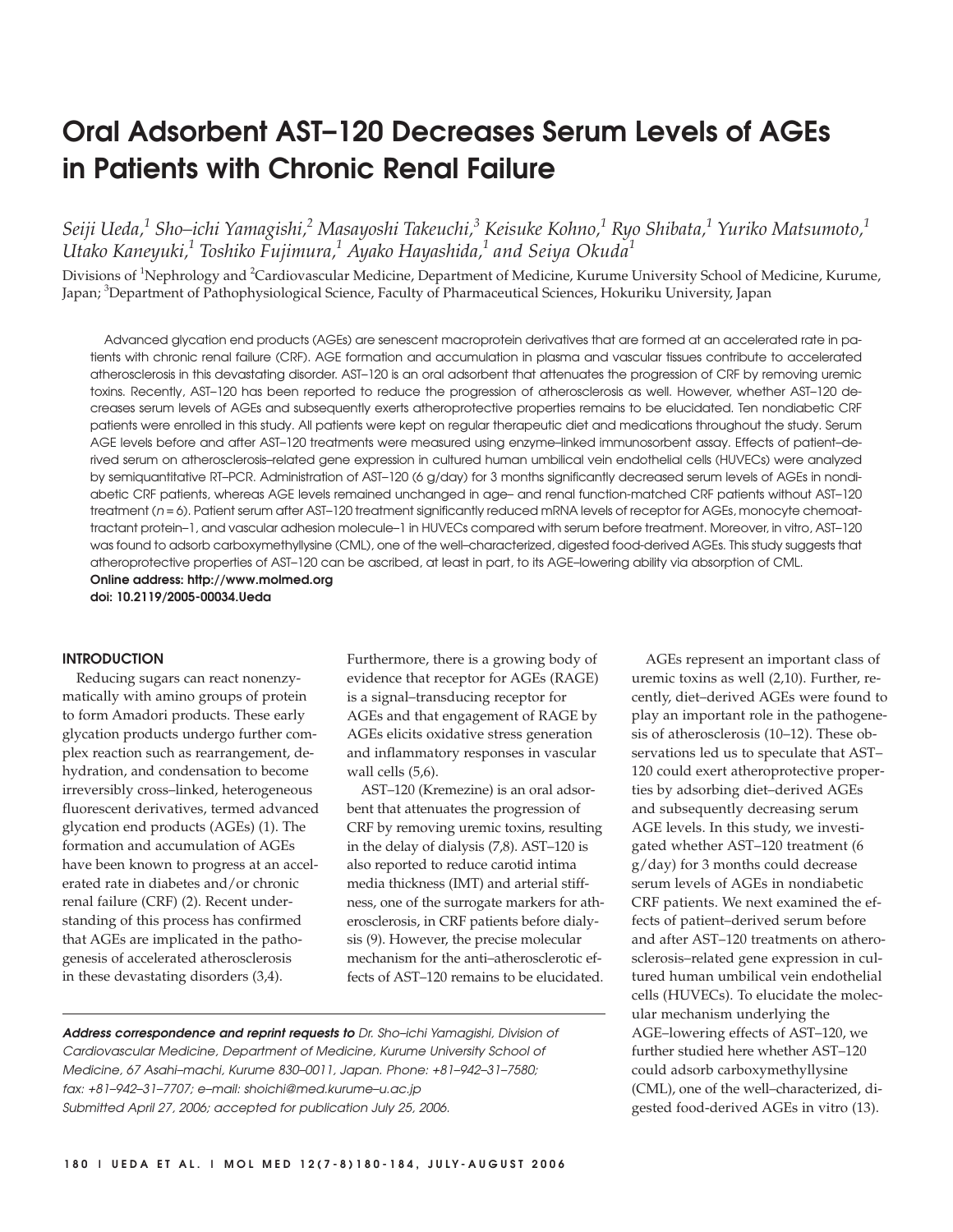# Oral Adsorbent AST–120 Decreases Serum Levels of AGEs in Patients with Chronic Renal Failure

*Seiji Ueda,[1] Sho–ichi Yamagishi,[2] Masayoshi Takeuchi,[3] Keisuke Kohno,[1] Ryo Shibata,[1] Yuriko Matsumoto,[1] Utako Kaneyuki,[1] Toshiko Fujimura,[1] Ayako Hayashida,[1] and Seiya Okuda[1]*

Divisions of [1]Nephrology and [2]Cardiovascular Medicine, Department of Medicine, Kurume University School of Medicine, Kurume, Japan; [3]Department of Pathophysiological Science, Faculty of Pharmaceutical Sciences, Hokuriku University, Japan

Advanced glycation end products (AGEs) are senescent macroprotein derivatives that are formed at an accelerated rate in patients with chronic renal failure (CRF). AGE formation and accumulation in plasma and vascular tissues contribute to accelerated atherosclerosis in this devastating disorder. AST–120 is an oral adsorbent that attenuates the progression of CRF by removing uremic toxins. Recently, AST–120 has been reported to reduce the progression of atherosclerosis as well. However, whether AST–120 decreases serum levels of AGEs and subsequently exerts atheroprotective properties remains to be elucidated. Ten nondiabetic CRF patients were enrolled in this study. All patients were kept on regular therapeutic diet and medications throughout the study. Serum AGE levels before and after AST–120 treatments were measured using enzyme–linked immunosorbent assay. Effects of patient–derived serum on atherosclerosis–related gene expression in cultured human umbilical vein endothelial cells (HUVECs) were analyzed by semiquantitative RT–PCR. Administration of AST–120 (6 g/day) for 3 months significantly decreased serum levels of AGEs in nondiabetic CRF patients, whereas AGE levels remained unchanged in age– and renal function-matched CRF patients without AST–120 treatment (*n* = 6). Patient serum after AST–120 treatment significantly reduced mRNA levels of receptor for AGEs, monocyte chemoattractant protein–1, and vascular adhesion molecule–1 in HUVECs compared with serum before treatment. Moreover, in vitro, AST–120 was found to adsorb carboxymethyllysine (CML), one of the well–characterized, digested food-derived AGEs. This study suggests that atheroprotective properties of AST–120 can be ascribed, at least in part, to its AGE–lowering ability via absorption of CML.

**Online address: http://www.molmed.org**
**doi: 10.2119/2005-00034.Ueda**

## INTRODUCTION

Reducing sugars can react nonenzymatically with amino groups of protein to form Amadori products. These early glycation products undergo further complex reaction such as rearrangement, dehydration, and condensation to become irreversibly cross–linked, heterogeneous fluorescent derivatives, termed advanced glycation end products (AGEs) (1). The formation and accumulation of AGEs have been known to progress at an accelerated rate in diabetes and/or chronic renal failure (CRF) (2). Recent understanding of this process has confirmed that AGEs are implicated in the pathogenesis of accelerated atherosclerosis in these devastating disorders (3,4).

Furthermore, there is a growing body of evidence that receptor for AGEs (RAGE) is a signal–transducing receptor for AGEs and that engagement of RAGE by AGEs elicits oxidative stress generation and inflammatory responses in vascular wall cells (5,6).

AST–120 (Kremezine) is an oral adsorbent that attenuates the progression of CRF by removing uremic toxins, resulting in the delay of dialysis (7,8). AST–120 is also reported to reduce carotid intima media thickness (IMT) and arterial stiffness, one of the surrogate markers for atherosclerosis, in CRF patients before dialysis (9). However, the precise molecular mechanism for the anti–atherosclerotic effects of AST–120 remains to be elucidated.

AGEs represent an important class of uremic toxins as well (2,10). Further, recently, diet–derived AGEs were found to play an important role in the pathogenesis of atherosclerosis (10–12). These observations led us to speculate that AST–120 could exert atheroprotective properties by adsorbing diet–derived AGEs and subsequently decreasing serum AGE levels. In this study, we investigated whether AST–120 treatment (6 g/day) for 3 months could decrease serum levels of AGEs in nondiabetic CRF patients. We next examined the effects of patient–derived serum before and after AST–120 treatments on atherosclerosis–related gene expression in cultured human umbilical vein endothelial cells (HUVECs). To elucidate the molecular mechanism underlying the AGE–lowering effects of AST–120, we further studied here whether AST–120 could adsorb carboxymethyllysine (CML), one of the well–characterized, digested food-derived AGEs in vitro (13).

***Address correspondence and reprint requests to** Dr. Sho–ichi Yamagishi, Division of Cardiovascular Medicine, Department of Medicine, Kurume University School of Medicine, 67 Asahi–machi, Kurume 830–0011, Japan. Phone: +81–942–31–7580; fax: +81–942–31–7707; e–mail: shoichi@med.kurume–u.ac.jp*
*Submitted April 27, 2006; accepted for publication July 25, 2006.*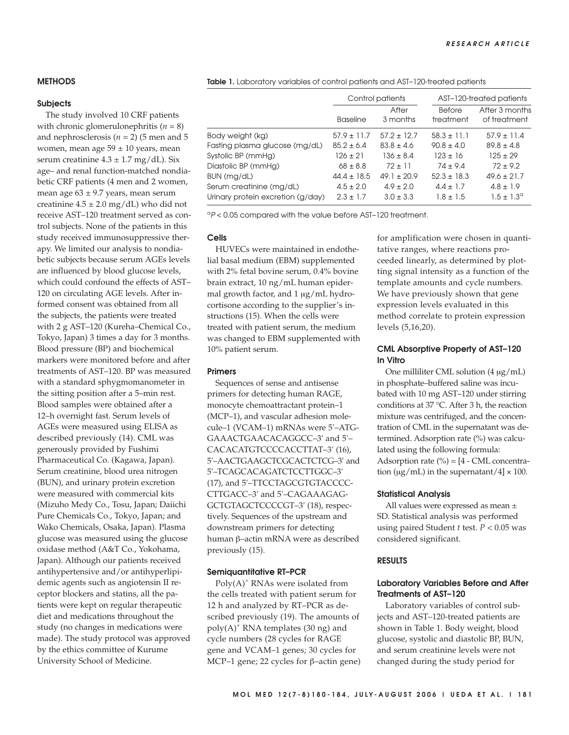## METHODS

### Subjects

The study involved 10 CRF patients with chronic glomerulonephritis ($n$ = 8) and nephrosclerosis ($n$ = 2) (5 men and 5 women, mean age 59 ± 10 years, mean serum creatinine 4.3 ± 1.7 mg/dL). Six age– and renal function-matched nondiabetic CRF patients (4 men and 2 women, mean age 63 ± 9.7 years, mean serum creatinine 4.5 ± 2.0 mg/dL) who did not receive AST–120 treatment served as control subjects. None of the patients in this study received immunosuppressive therapy. We limited our analysis to nondiabetic subjects because serum AGEs levels are influenced by blood glucose levels, which could confound the effects of AST–120 on circulating AGE levels. After informed consent was obtained from all the subjects, the patients were treated with 2 g AST–120 (Kureha–Chemical Co., Tokyo, Japan) 3 times a day for 3 months. Blood pressure (BP) and biochemical markers were monitored before and after treatments of AST–120. BP was measured with a standard sphygmomanometer in the sitting position after a 5–min rest. Blood samples were obtained after a 12–h overnight fast. Serum levels of AGEs were measured using ELISA as described previously (14). CML was generously provided by Fushimi Pharmaceutical Co. (Kagawa, Japan). Serum creatinine, blood urea nitrogen (BUN), and urinary protein excretion were measured with commercial kits (Mizuho Medy Co., Tosu, Japan; Daiichi Pure Chemicals Co., Tokyo, Japan; and Wako Chemicals, Osaka, Japan). Plasma glucose was measured using the glucose oxidase method (A&T Co., Yokohama, Japan). Although our patients received antihypertensive and/or antihyperlipidemic agents such as angiotensin II receptor blockers and statins, all the patients were kept on regular therapeutic diet and medications throughout the study (no changes in medications were made). The study protocol was approved by the ethics committee of Kurume University School of Medicine.

**Table 1.** Laboratory variables of control patients and AST–120-treated patients

| | Control patients | | AST–120-treated patients | |
|---|---|---|---|---|
| | Baseline | After 3 months | Before treatment | After 3 months of treatment |
| Body weight (kg) | 57.9 ± 11.7 | 57.2 ± 12.7 | 58.3 ± 11.1 | 57.9 ± 11.4 |
| Fasting plasma glucose (mg/dL) | 85.2 ± 6.4 | 83.8 ± 4.6 | 90.8 ± 4.0 | 89.8 ± 4.8 |
| Systolic BP (mmHg) | 126 ± 21 | 136 ± 8.4 | 123 ± 16 | 125 ± 29 |
| Diastolic BP (mmHg) | 68 ± 8.8 | 72 ± 11 | 74 ± 9.4 | 72 ± 9.2 |
| BUN (mg/dL) | 44.4 ± 18.5 | 49.1 ± 20.9 | 52.3 ± 18.3 | 49.6 ± 21.7 |
| Serum creatinine (mg/dL) | 4.5 ± 2.0 | 4.9 ± 2.0 | 4.4 ± 1.7 | 4.8 ± 1.9 |
| Urinary protein excretion (g/day) | 2.3 ± 1.7 | 3.0 ± 3.3 | 1.8 ± 1.5 | 1.5 ± 1.3[a] |

[a] $P$ < 0.05 compared with the value before AST–120 treatment.

### Cells

HUVECs were maintained in endothelial basal medium (EBM) supplemented with 2% fetal bovine serum, 0.4% bovine brain extract, 10 ng/mL human epidermal growth factor, and 1 μg/mL hydrocortisone according to the supplier's instructions (15). When the cells were treated with patient serum, the medium was changed to EBM supplemented with 10% patient serum.

### Primers

Sequences of sense and antisense primers for detecting human RAGE, monocyte chemoattractant protein–1 (MCP–1), and vascular adhesion molecule–1 (VCAM–1) mRNAs were 5′–ATGGAAACTGAACACAGGCC–3′ and 5′–CACACATGTCCCCACCTTAT–3′ (16), 5′–AACTGAAGCTCGCACTCTCG–3′ and 5′–TCAGCACAGATCTCCTTGGC–3′ (17), and 5′–TTCCTAGCGTGTACCCCCTTGACC–3′ and 5′–CAGAAAGAGGCTGTAGCTCCCCGT–3′ (18), respectively. Sequences of the upstream and downstream primers for detecting human β–actin mRNA were as described previously (15).

### Semiquantitative RT–PCR

Poly(A)$^+$ RNAs were isolated from the cells treated with patient serum for 12 h and analyzed by RT–PCR as described previously (19). The amounts of poly(A)$^+$ RNA templates (30 ng) and cycle numbers (28 cycles for RAGE gene and VCAM–1 genes; 30 cycles for MCP–1 gene; 22 cycles for β–actin gene) for amplification were chosen in quantitative ranges, where reactions proceeded linearly, as determined by plotting signal intensity as a function of the template amounts and cycle numbers. We have previously shown that gene expression levels evaluated in this method correlate to protein expression levels (5,16,20).

### CML Absorptive Property of AST–120 In Vitro

One milliliter CML solution (4 μg/mL) in phosphate–buffered saline was incubated with 10 mg AST–120 under stirring conditions at 37 °C. After 3 h, the reaction mixture was centrifuged, and the concentration of CML in the supernatant was determined. Adsorption rate (%) was calculated using the following formula: Adsorption rate (%) = [4 - CML concentration (μg/mL) in the supernatant/4] × 100.

### Statistical Analysis

All values were expressed as mean ± SD. Statistical analysis was performed using paired Student $t$ test. $P$ < 0.05 was considered significant.

## RESULTS

### Laboratory Variables Before and After Treatments of AST–120

Laboratory variables of control subjects and AST–120-treated patients are shown in Table 1. Body weight, blood glucose, systolic and diastolic BP, BUN, and serum creatinine levels were not changed during the study period for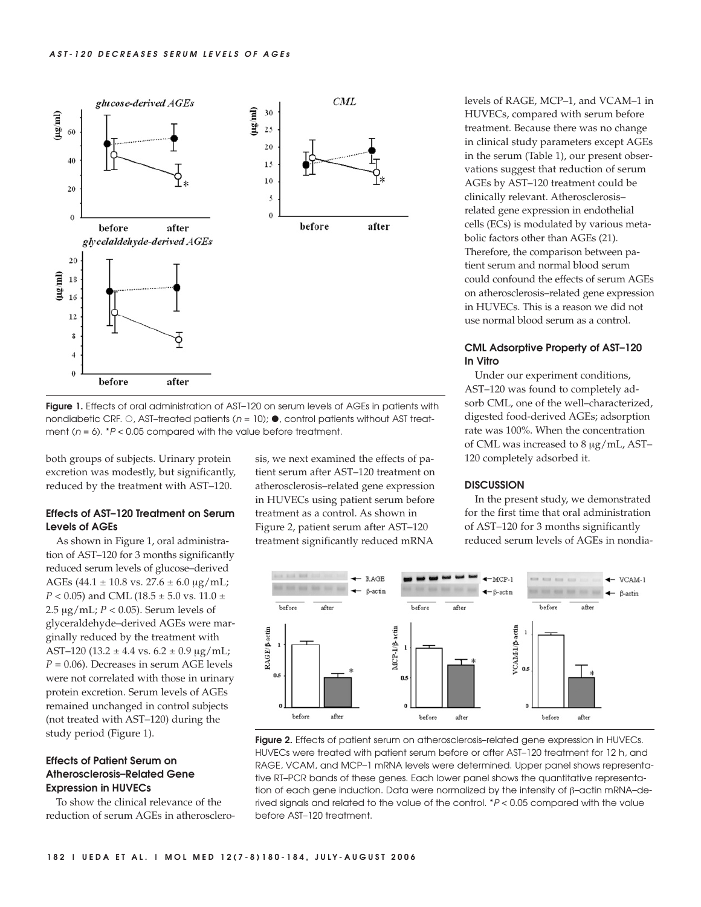Figure 1. Effects of oral administration of AST–120 on serum levels of AGEs in patients with nondiabetic CRF. ○, AST–treated patients ($n = 10$); ●, control patients without AST treatment ($n = 6$). $^*P < 0.05$ compared with the value before treatment.

both groups of subjects. Urinary protein excretion was modestly, but significantly, reduced by the treatment with AST–120.

### Effects of AST–120 Treatment on Serum Levels of AGEs

As shown in Figure 1, oral administration of AST–120 for 3 months significantly reduced serum levels of glucose–derived AGEs (44.1 ± 10.8 vs. 27.6 ± 6.0 μg/mL; $P < 0.05$) and CML (18.5 ± 5.0 vs. 11.0 ± 2.5 μg/mL; $P < 0.05$). Serum levels of glyceraldehyde–derived AGEs were marginally reduced by the treatment with AST–120 (13.2 ± 4.4 vs. 6.2 ± 0.9 μg/mL; $P = 0.06$). Decreases in serum AGE levels were not correlated with those in urinary protein excretion. Serum levels of AGEs remained unchanged in control subjects (not treated with AST–120) during the study period (Figure 1).

### Effects of Patient Serum on Atherosclerosis–Related Gene Expression in HUVECs

To show the clinical relevance of the reduction of serum AGEs in atherosclerosis, we next examined the effects of patient serum after AST–120 treatment on atherosclerosis–related gene expression in HUVECs using patient serum before treatment as a control. As shown in Figure 2, patient serum after AST–120 treatment significantly reduced mRNA levels of RAGE, MCP–1, and VCAM–1 in HUVECs, compared with serum before treatment. Because there was no change in clinical study parameters except AGEs in the serum (Table 1), our present observations suggest that reduction of serum AGEs by AST–120 treatment could be clinically relevant. Atherosclerosis–related gene expression in endothelial cells (ECs) is modulated by various metabolic factors other than AGEs (21). Therefore, the comparison between patient serum and normal blood serum could confound the effects of serum AGEs on atherosclerosis–related gene expression in HUVECs. This is a reason we did not use normal blood serum as a control.

### CML Adsorptive Property of AST–120 In Vitro

Under our experiment conditions, AST–120 was found to completely adsorb CML, one of the well–characterized, digested food-derived AGEs; adsorption rate was 100%. When the concentration of CML was increased to 8 μg/mL, AST–120 completely adsorbed it.

## DISCUSSION

In the present study, we demonstrated for the first time that oral administration of AST–120 for 3 months significantly reduced serum levels of AGEs in nondia-

Figure 2. Effects of patient serum on atherosclerosis–related gene expression in HUVECs. HUVECs were treated with patient serum before or after AST–120 treatment for 12 h, and RAGE, VCAM, and MCP–1 mRNA levels were determined. Upper panel shows representative RT–PCR bands of these genes. Each lower panel shows the quantitative representation of each gene induction. Data were normalized by the intensity of β–actin mRNA–derived signals and related to the value of the control. $^*P < 0.05$ compared with the value before AST–120 treatment.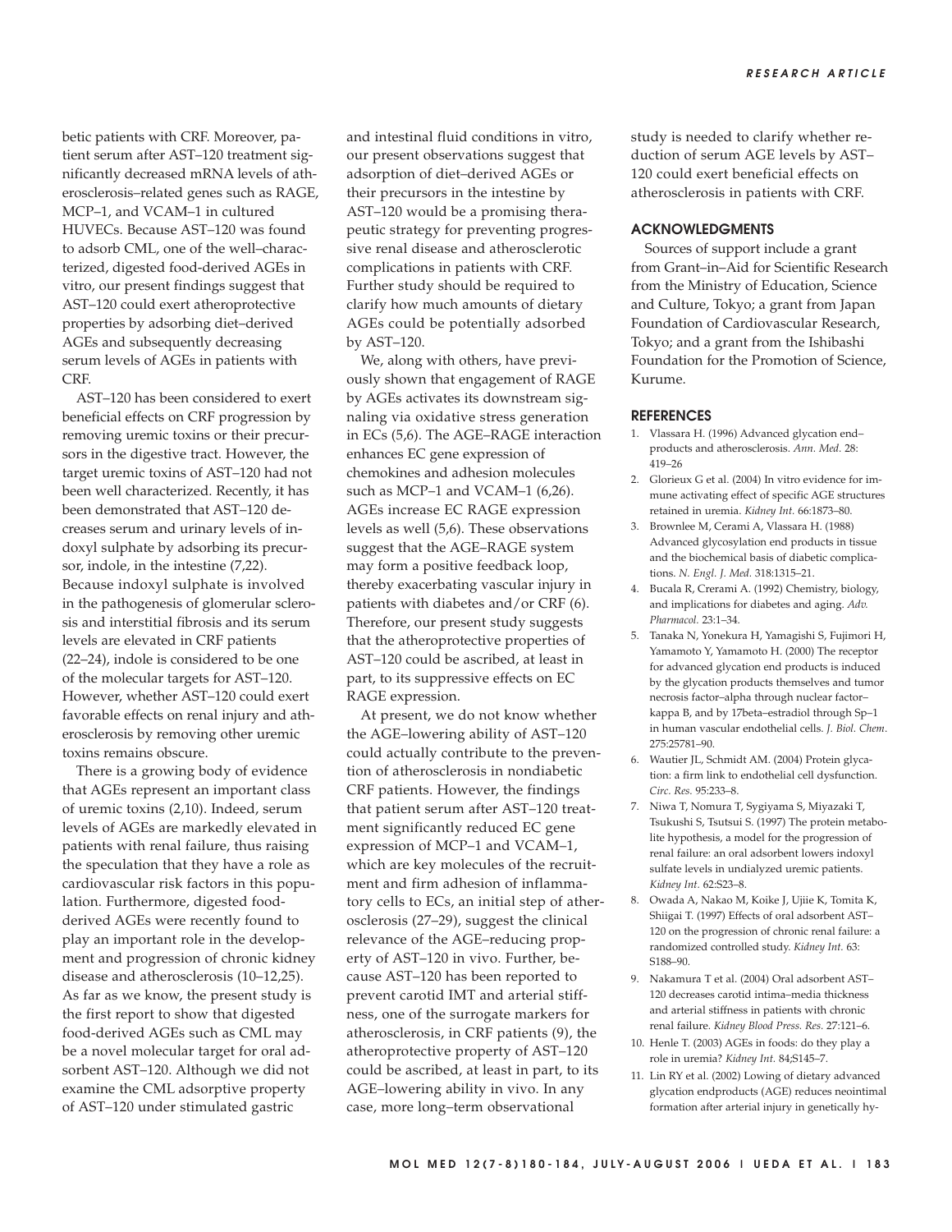betic patients with CRF. Moreover, patient serum after AST–120 treatment significantly decreased mRNA levels of atherosclerosis–related genes such as RAGE, MCP–1, and VCAM–1 in cultured HUVECs. Because AST–120 was found to adsorb CML, one of the well–characterized, digested food-derived AGEs in vitro, our present findings suggest that AST–120 could exert atheroprotective properties by adsorbing diet–derived AGEs and subsequently decreasing serum levels of AGEs in patients with CRF.

AST–120 has been considered to exert beneficial effects on CRF progression by removing uremic toxins or their precursors in the digestive tract. However, the target uremic toxins of AST–120 had not been well characterized. Recently, it has been demonstrated that AST–120 decreases serum and urinary levels of indoxyl sulphate by adsorbing its precursor, indole, in the intestine (7,22). Because indoxyl sulphate is involved in the pathogenesis of glomerular sclerosis and interstitial fibrosis and its serum levels are elevated in CRF patients (22–24), indole is considered to be one of the molecular targets for AST–120. However, whether AST–120 could exert favorable effects on renal injury and atherosclerosis by removing other uremic toxins remains obscure.

There is a growing body of evidence that AGEs represent an important class of uremic toxins (2,10). Indeed, serum levels of AGEs are markedly elevated in patients with renal failure, thus raising the speculation that they have a role as cardiovascular risk factors in this population. Furthermore, digested food-derived AGEs were recently found to play an important role in the development and progression of chronic kidney disease and atherosclerosis (10–12,25). As far as we know, the present study is the first report to show that digested food-derived AGEs such as CML may be a novel molecular target for oral adsorbent AST–120. Although we did not examine the CML adsorptive property of AST–120 under stimulated gastric and intestinal fluid conditions in vitro, our present observations suggest that adsorption of diet–derived AGEs or their precursors in the intestine by AST–120 would be a promising therapeutic strategy for preventing progressive renal disease and atherosclerotic complications in patients with CRF. Further study should be required to clarify how much amounts of dietary AGEs could be potentially adsorbed by AST–120.

We, along with others, have previously shown that engagement of RAGE by AGEs activates its downstream signaling via oxidative stress generation in ECs (5,6). The AGE–RAGE interaction enhances EC gene expression of chemokines and adhesion molecules such as MCP–1 and VCAM–1 (6,26). AGEs increase EC RAGE expression levels as well (5,6). These observations suggest that the AGE–RAGE system may form a positive feedback loop, thereby exacerbating vascular injury in patients with diabetes and/or CRF (6). Therefore, our present study suggests that the atheroprotective properties of AST–120 could be ascribed, at least in part, to its suppressive effects on EC RAGE expression.

At present, we do not know whether the AGE–lowering ability of AST–120 could actually contribute to the prevention of atherosclerosis in nondiabetic CRF patients. However, the findings that patient serum after AST–120 treatment significantly reduced EC gene expression of MCP–1 and VCAM–1, which are key molecules of the recruitment and firm adhesion of inflammatory cells to ECs, an initial step of atherosclerosis (27–29), suggest the clinical relevance of the AGE–reducing property of AST–120 in vivo. Further, because AST–120 has been reported to prevent carotid IMT and arterial stiffness, one of the surrogate markers for atherosclerosis, in CRF patients (9), the atheroprotective property of AST–120 could be ascribed, at least in part, to its AGE–lowering ability in vivo. In any case, more long–term observational study is needed to clarify whether reduction of serum AGE levels by AST–120 could exert beneficial effects on atherosclerosis in patients with CRF.

## ACKNOWLEDGMENTS

Sources of support include a grant from Grant–in–Aid for Scientific Research from the Ministry of Education, Science and Culture, Tokyo; a grant from Japan Foundation of Cardiovascular Research, Tokyo; and a grant from the Ishibashi Foundation for the Promotion of Science, Kurume.

## REFERENCES

1. Vlassara H. (1996) Advanced glycation end–products and atherosclerosis. *Ann. Med.* 28: 419–26
2. Glorieux G et al. (2004) In vitro evidence for immune activating effect of specific AGE structures retained in uremia. *Kidney Int.* 66:1873–80.
3. Brownlee M, Cerami A, Vlassara H. (1988) Advanced glycosylation end products in tissue and the biochemical basis of diabetic complications. *N. Engl. J. Med.* 318:1315–21.
4. Bucala R, Crerami A. (1992) Chemistry, biology, and implications for diabetes and aging. *Adv. Pharmacol.* 23:1–34.
5. Tanaka N, Yonekura H, Yamagishi S, Fujimori H, Yamamoto Y, Yamamoto H. (2000) The receptor for advanced glycation end products is induced by the glycation products themselves and tumor necrosis factor–alpha through nuclear factor–kappa B, and by 17beta–estradiol through Sp–1 in human vascular endothelial cells. *J. Biol. Chem.* 275:25781–90.
6. Wautier JL, Schmidt AM. (2004) Protein glycation: a firm link to endothelial cell dysfunction. *Circ. Res.* 95:233–8.
7. Niwa T, Nomura T, Sygiyama S, Miyazaki T, Tsukushi S, Tsutsui S. (1997) The protein metabolite hypothesis, a model for the progression of renal failure: an oral adsorbent lowers indoxyl sulfate levels in undialyzed uremic patients. *Kidney Int.* 62:S23–8.
8. Owada A, Nakao M, Koike J, Ujiie K, Tomita K, Shiigai T. (1997) Effects of oral adsorbent AST–120 on the progression of chronic renal failure: a randomized controlled study. *Kidney Int.* 63: S188–90.
9. Nakamura T et al. (2004) Oral adsorbent AST–120 decreases carotid intima–media thickness and arterial stiffness in patients with chronic renal failure. *Kidney Blood Press. Res.* 27:121–6.
10. Henle T. (2003) AGEs in foods: do they play a role in uremia? *Kidney Int.* 84;S145–7.
11. Lin RY et al. (2002) Lowing of dietary advanced glycation endproducts (AGE) reduces neointimal formation after arterial injury in genetically hy-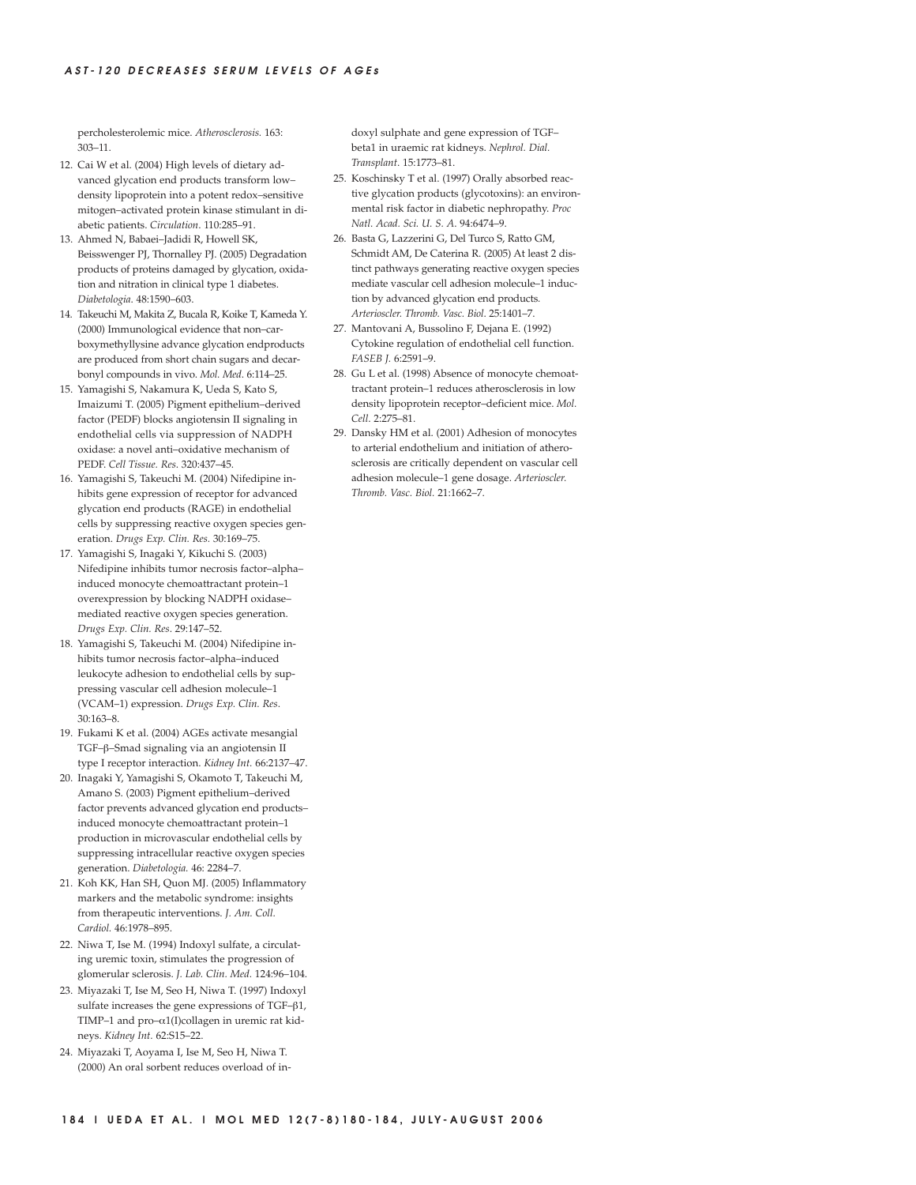percholesterolemic mice. *Atherosclerosis.* 163: 303–11.

12. Cai W et al. (2004) High levels of dietary advanced glycation end products transform low–density lipoprotein into a potent redox–sensitive mitogen–activated protein kinase stimulant in diabetic patients. *Circulation*. 110:285–91.
13. Ahmed N, Babaei–Jadidi R, Howell SK, Beisswenger PJ, Thornalley PJ. (2005) Degradation products of proteins damaged by glycation, oxidation and nitration in clinical type 1 diabetes. *Diabetologia*. 48:1590–603.
14. Takeuchi M, Makita Z, Bucala R, Koike T, Kameda Y. (2000) Immunological evidence that non–carboxymethyllysine advance glycation endproducts are produced from short chain sugars and decarbonyl compounds in vivo. *Mol. Med*. 6:114–25.
15. Yamagishi S, Nakamura K, Ueda S, Kato S, Imaizumi T. (2005) Pigment epithelium–derived factor (PEDF) blocks angiotensin II signaling in endothelial cells via suppression of NADPH oxidase: a novel anti–oxidative mechanism of PEDF. *Cell Tissue. Res*. 320:437–45.
16. Yamagishi S, Takeuchi M. (2004) Nifedipine inhibits gene expression of receptor for advanced glycation end products (RAGE) in endothelial cells by suppressing reactive oxygen species generation. *Drugs Exp. Clin. Res*. 30:169–75.
17. Yamagishi S, Inagaki Y, Kikuchi S. (2003) Nifedipine inhibits tumor necrosis factor–alpha–induced monocyte chemoattractant protein–1 overexpression by blocking NADPH oxidase–mediated reactive oxygen species generation. *Drugs Exp. Clin. Res*. 29:147–52.
18. Yamagishi S, Takeuchi M. (2004) Nifedipine inhibits tumor necrosis factor–alpha–induced leukocyte adhesion to endothelial cells by suppressing vascular cell adhesion molecule–1 (VCAM–1) expression. *Drugs Exp. Clin. Res*. 30:163–8.
19. Fukami K et al. (2004) AGEs activate mesangial TGF–β–Smad signaling via an angiotensin II type I receptor interaction. *Kidney Int*. 66:2137–47.
20. Inagaki Y, Yamagishi S, Okamoto T, Takeuchi M, Amano S. (2003) Pigment epithelium–derived factor prevents advanced glycation end products–induced monocyte chemoattractant protein–1 production in microvascular endothelial cells by suppressing intracellular reactive oxygen species generation. *Diabetologia*. 46: 2284–7.
21. Koh KK, Han SH, Quon MJ. (2005) Inflammatory markers and the metabolic syndrome: insights from therapeutic interventions. *J. Am. Coll. Cardiol*. 46:1978–895.
22. Niwa T, Ise M. (1994) Indoxyl sulfate, a circulating uremic toxin, stimulates the progression of glomerular sclerosis. *J. Lab. Clin. Med*. 124:96–104.
23. Miyazaki T, Ise M, Seo H, Niwa T. (1997) Indoxyl sulfate increases the gene expressions of TGF–β1, TIMP–1 and pro–α1(I)collagen in uremic rat kidneys. *Kidney Int*. 62:S15–22.
24. Miyazaki T, Aoyama I, Ise M, Seo H, Niwa T. (2000) An oral sorbent reduces overload of indoxyl sulphate and gene expression of TGF–beta1 in uraemic rat kidneys. *Nephrol. Dial. Transplant*. 15:1773–81.
25. Koschinsky T et al. (1997) Orally absorbed reactive glycation products (glycotoxins): an environmental risk factor in diabetic nephropathy. *Proc Natl. Acad. Sci. U. S. A*. 94:6474–9.
26. Basta G, Lazzerini G, Del Turco S, Ratto GM, Schmidt AM, De Caterina R. (2005) At least 2 distinct pathways generating reactive oxygen species mediate vascular cell adhesion molecule–1 induction by advanced glycation end products. *Arterioscler. Thromb. Vasc. Biol*. 25:1401–7.
27. Mantovani A, Bussolino F, Dejana E. (1992) Cytokine regulation of endothelial cell function. *FASEB J*. 6:2591–9.
28. Gu L et al. (1998) Absence of monocyte chemoattractant protein–1 reduces atherosclerosis in low density lipoprotein receptor–deficient mice. *Mol. Cell*. 2:275–81.
29. Dansky HM et al. (2001) Adhesion of monocytes to arterial endothelium and initiation of atherosclerosis are critically dependent on vascular cell adhesion molecule–1 gene dosage. *Arterioscler. Thromb. Vasc. Biol*. 21:1662–7.